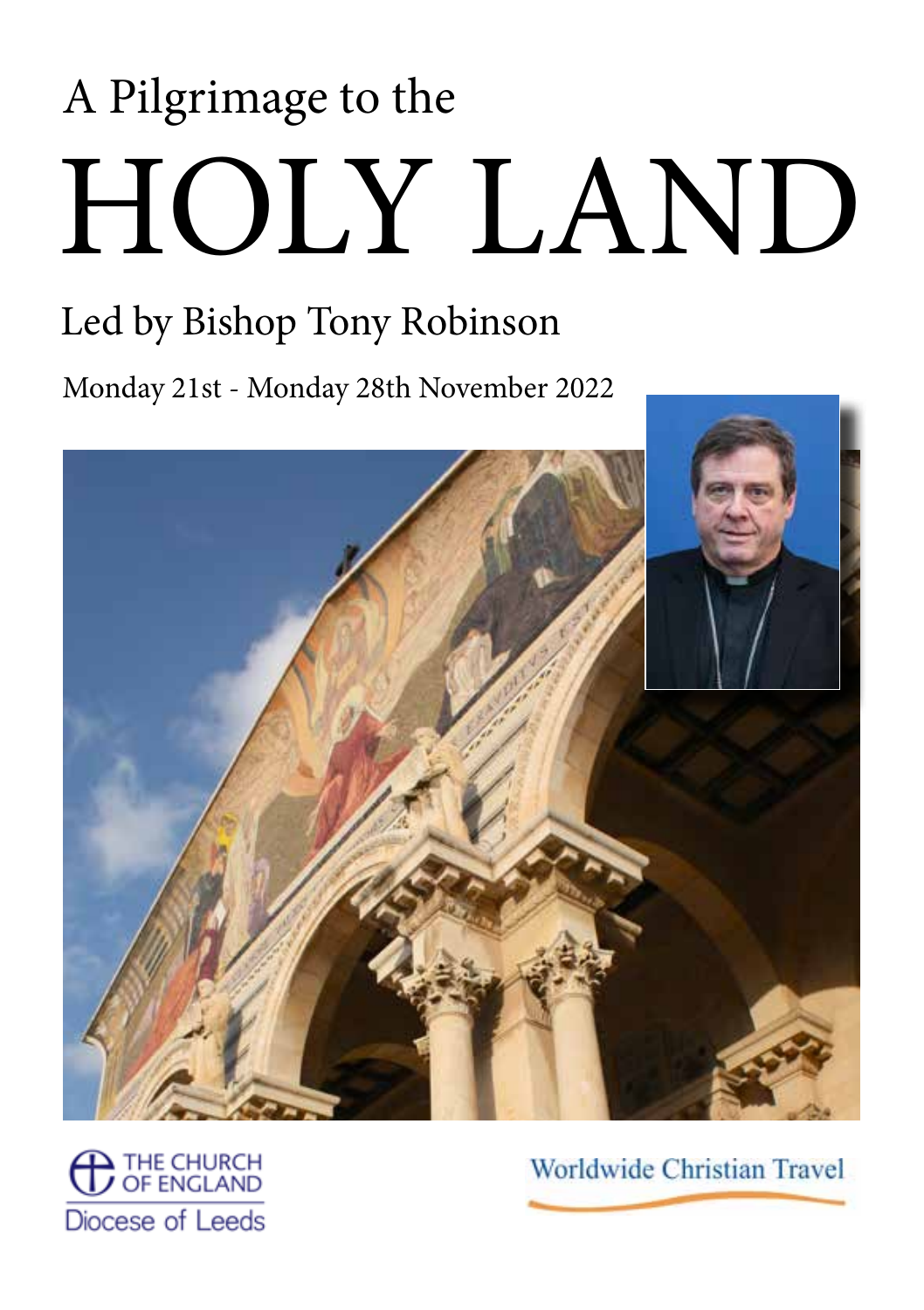A Pilgrimage to the

# HOLY LAND

## Led by Bishop Tony Robinson

Monday 21st - Monday 28th November 2022

THE CHURCH OF ENGLAND
Diocese of Leeds

Worldwide Christian Travel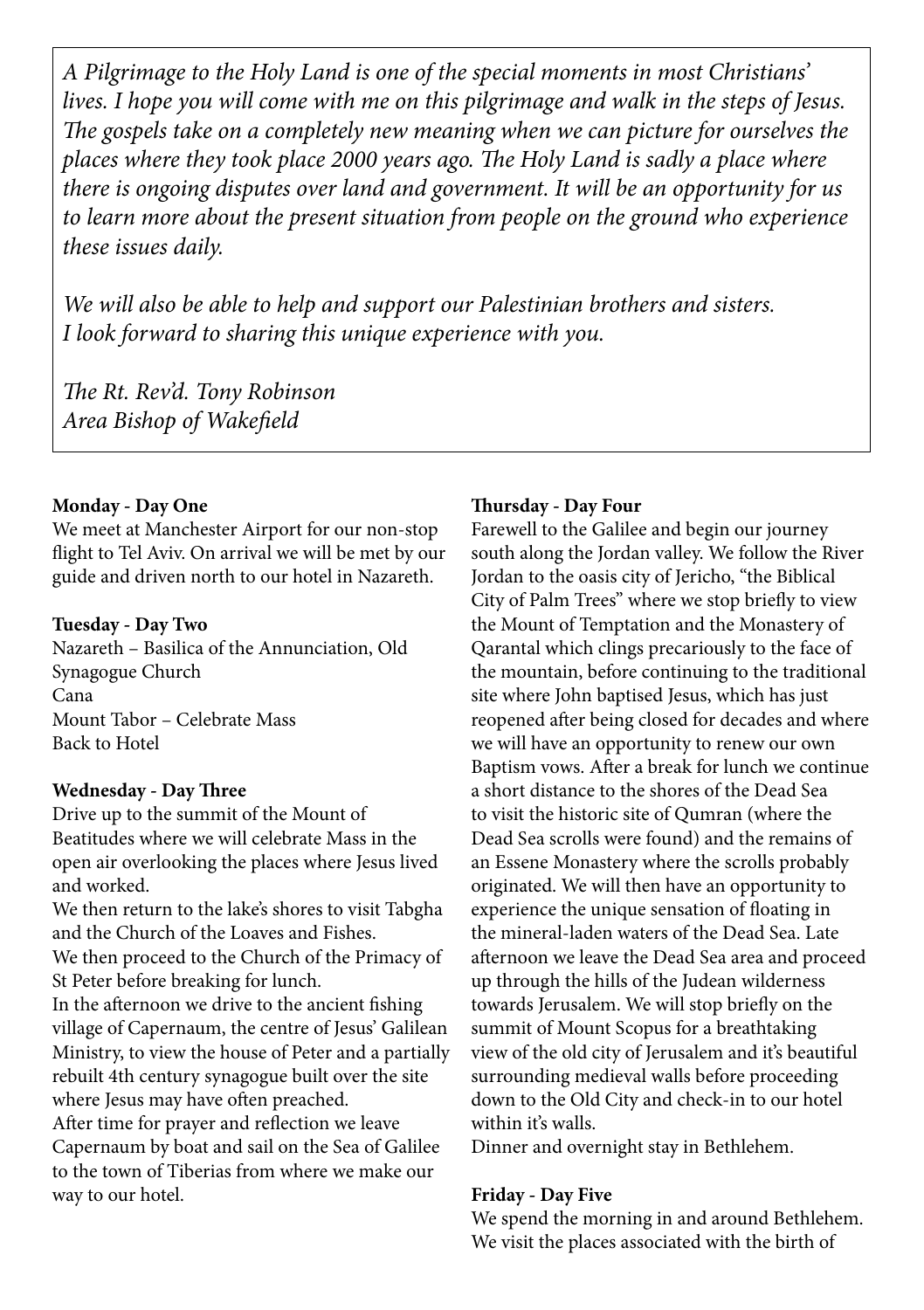*A Pilgrimage to the Holy Land is one of the special moments in most Christians' lives. I hope you will come with me on this pilgrimage and walk in the steps of Jesus. The gospels take on a completely new meaning when we can picture for ourselves the places where they took place 2000 years ago. The Holy Land is sadly a place where there is ongoing disputes over land and government. It will be an opportunity for us to learn more about the present situation from people on the ground who experience these issues daily.*

*We will also be able to help and support our Palestinian brothers and sisters. I look forward to sharing this unique experience with you.*

*The Rt. Rev'd. Tony Robinson*
*Area Bishop of Wakefield*

**Monday - Day One**

We meet at Manchester Airport for our non-stop flight to Tel Aviv. On arrival we will be met by our guide and driven north to our hotel in Nazareth.

**Tuesday - Day Two**

Nazareth – Basilica of the Annunciation, Old Synagogue Church
Cana
Mount Tabor – Celebrate Mass
Back to Hotel

**Wednesday - Day Three**

Drive up to the summit of the Mount of Beatitudes where we will celebrate Mass in the open air overlooking the places where Jesus lived and worked.
We then return to the lake's shores to visit Tabgha and the Church of the Loaves and Fishes.
We then proceed to the Church of the Primacy of St Peter before breaking for lunch.
In the afternoon we drive to the ancient fishing village of Capernaum, the centre of Jesus' Galilean Ministry, to view the house of Peter and a partially rebuilt 4th century synagogue built over the site where Jesus may have often preached.
After time for prayer and reflection we leave Capernaum by boat and sail on the Sea of Galilee to the town of Tiberias from where we make our way to our hotel.

**Thursday - Day Four**

Farewell to the Galilee and begin our journey south along the Jordan valley. We follow the River Jordan to the oasis city of Jericho, "the Biblical City of Palm Trees" where we stop briefly to view the Mount of Temptation and the Monastery of Qarantal which clings precariously to the face of the mountain, before continuing to the traditional site where John baptised Jesus, which has just reopened after being closed for decades and where we will have an opportunity to renew our own Baptism vows. After a break for lunch we continue a short distance to the shores of the Dead Sea to visit the historic site of Qumran (where the Dead Sea scrolls were found) and the remains of an Essene Monastery where the scrolls probably originated. We will then have an opportunity to experience the unique sensation of floating in the mineral-laden waters of the Dead Sea. Late afternoon we leave the Dead Sea area and proceed up through the hills of the Judean wilderness towards Jerusalem. We will stop briefly on the summit of Mount Scopus for a breathtaking view of the old city of Jerusalem and it's beautiful surrounding medieval walls before proceeding down to the Old City and check-in to our hotel within it's walls.
Dinner and overnight stay in Bethlehem.

**Friday - Day Five**

We spend the morning in and around Bethlehem. We visit the places associated with the birth of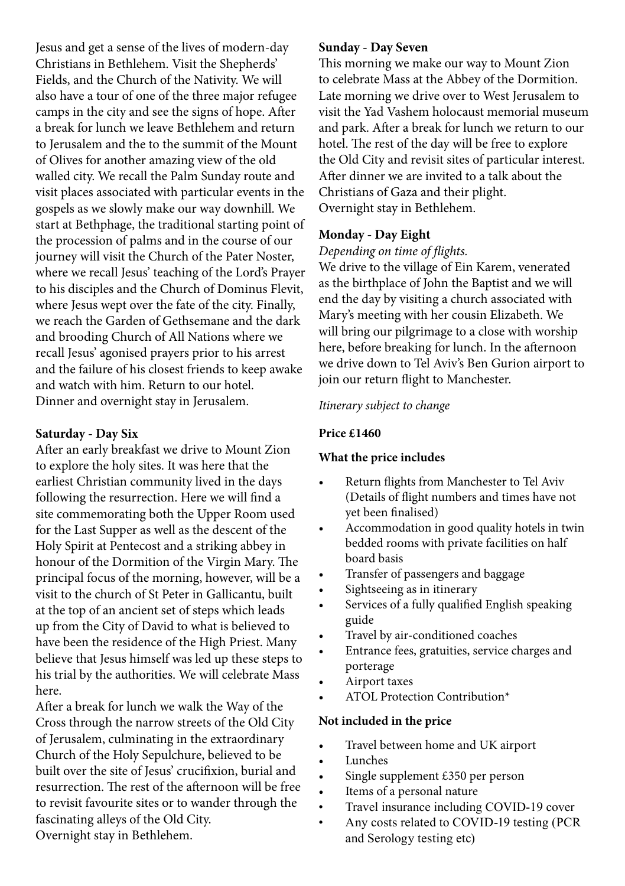Jesus and get a sense of the lives of modern-day Christians in Bethlehem. Visit the Shepherds' Fields, and the Church of the Nativity. We will also have a tour of one of the three major refugee camps in the city and see the signs of hope. After a break for lunch we leave Bethlehem and return to Jerusalem and the to the summit of the Mount of Olives for another amazing view of the old walled city. We recall the Palm Sunday route and visit places associated with particular events in the gospels as we slowly make our way downhill. We start at Bethphage, the traditional starting point of the procession of palms and in the course of our journey will visit the Church of the Pater Noster, where we recall Jesus' teaching of the Lord's Prayer to his disciples and the Church of Dominus Flevit, where Jesus wept over the fate of the city. Finally, we reach the Garden of Gethsemane and the dark and brooding Church of All Nations where we recall Jesus' agonised prayers prior to his arrest and the failure of his closest friends to keep awake and watch with him. Return to our hotel.
Dinner and overnight stay in Jerusalem.

**Saturday - Day Six**

After an early breakfast we drive to Mount Zion to explore the holy sites. It was here that the earliest Christian community lived in the days following the resurrection. Here we will find a site commemorating both the Upper Room used for the Last Supper as well as the descent of the Holy Spirit at Pentecost and a striking abbey in honour of the Dormition of the Virgin Mary. The principal focus of the morning, however, will be a visit to the church of St Peter in Gallicantu, built at the top of an ancient set of steps which leads up from the City of David to what is believed to have been the residence of the High Priest. Many believe that Jesus himself was led up these steps to his trial by the authorities. We will celebrate Mass here.
After a break for lunch we walk the Way of the Cross through the narrow streets of the Old City of Jerusalem, culminating in the extraordinary Church of the Holy Sepulchure, believed to be built over the site of Jesus' crucifixion, burial and resurrection. The rest of the afternoon will be free to revisit favourite sites or to wander through the fascinating alleys of the Old City.
Overnight stay in Bethlehem.

**Sunday - Day Seven**

This morning we make our way to Mount Zion to celebrate Mass at the Abbey of the Dormition. Late morning we drive over to West Jerusalem to visit the Yad Vashem holocaust memorial museum and park. After a break for lunch we return to our hotel. The rest of the day will be free to explore the Old City and revisit sites of particular interest. After dinner we are invited to a talk about the Christians of Gaza and their plight.
Overnight stay in Bethlehem.

**Monday - Day Eight**

*Depending on time of flights.*
We drive to the village of Ein Karem, venerated as the birthplace of John the Baptist and we will end the day by visiting a church associated with Mary's meeting with her cousin Elizabeth. We will bring our pilgrimage to a close with worship here, before breaking for lunch. In the afternoon we drive down to Tel Aviv's Ben Gurion airport to join our return flight to Manchester.

*Itinerary subject to change*

**Price £1460**

**What the price includes**

- Return flights from Manchester to Tel Aviv (Details of flight numbers and times have not yet been finalised)
- Accommodation in good quality hotels in twin bedded rooms with private facilities on half board basis
- Transfer of passengers and baggage
- Sightseeing as in itinerary
- Services of a fully qualified English speaking guide
- Travel by air-conditioned coaches
- Entrance fees, gratuities, service charges and porterage
- Airport taxes
- ATOL Protection Contribution*

**Not included in the price**

- Travel between home and UK airport
- Lunches
- Single supplement £350 per person
- Items of a personal nature
- Travel insurance including COVID-19 cover
- Any costs related to COVID-19 testing (PCR and Serology testing etc)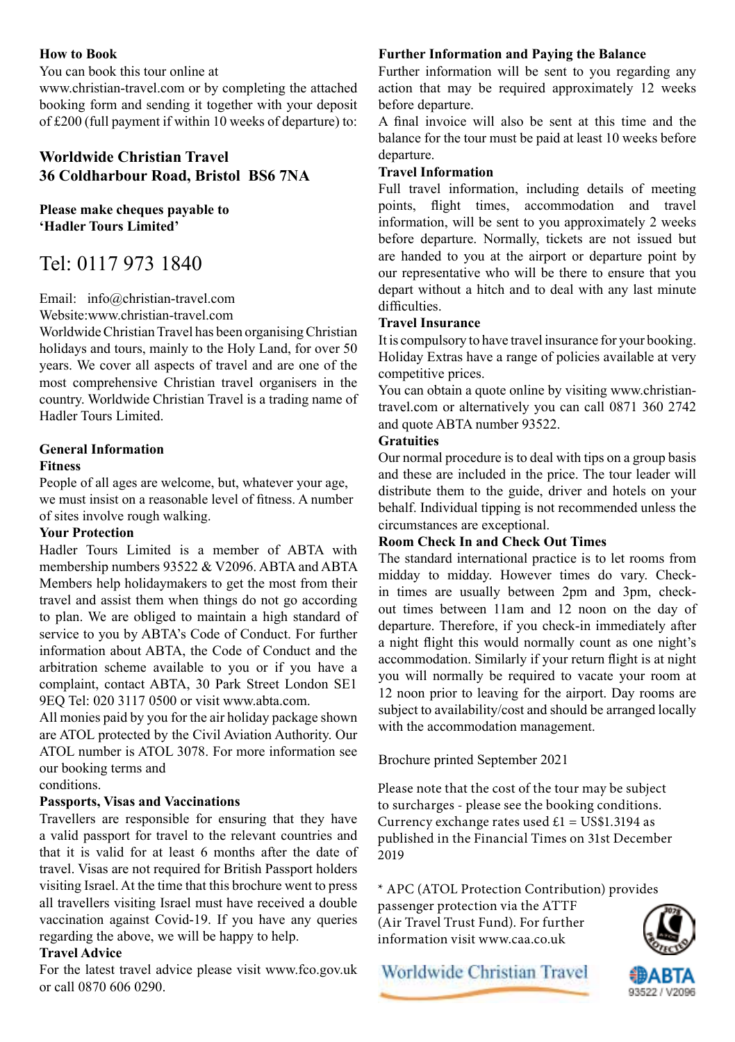**How to Book**

You can book this tour online at www.christian-travel.com or by completing the attached booking form and sending it together with your deposit of £200 (full payment if within 10 weeks of departure) to:

**Worldwide Christian Travel**
**36 Coldharbour Road, Bristol BS6 7NA**

**Please make cheques payable to 'Hadler Tours Limited'**

Tel: 0117 973 1840

Email: info@christian-travel.com
Website:www.christian-travel.com

Worldwide Christian Travel has been organising Christian holidays and tours, mainly to the Holy Land, for over 50 years. We cover all aspects of travel and are one of the most comprehensive Christian travel organisers in the country. Worldwide Christian Travel is a trading name of Hadler Tours Limited.

**General Information**

**Fitness**

People of all ages are welcome, but, whatever your age, we must insist on a reasonable level of fitness. A number of sites involve rough walking.

**Your Protection**

Hadler Tours Limited is a member of ABTA with membership numbers 93522 & V2096. ABTA and ABTA Members help holidaymakers to get the most from their travel and assist them when things do not go according to plan. We are obliged to maintain a high standard of service to you by ABTA's Code of Conduct. For further information about ABTA, the Code of Conduct and the arbitration scheme available to you or if you have a complaint, contact ABTA, 30 Park Street London SE1 9EQ Tel: 020 3117 0500 or visit www.abta.com.

All monies paid by you for the air holiday package shown are ATOL protected by the Civil Aviation Authority. Our ATOL number is ATOL 3078. For more information see our booking terms and conditions.

**Passports, Visas and Vaccinations**

Travellers are responsible for ensuring that they have a valid passport for travel to the relevant countries and that it is valid for at least 6 months after the date of travel. Visas are not required for British Passport holders visiting Israel. At the time that this brochure went to press all travellers visiting Israel must have received a double vaccination against Covid-19. If you have any queries regarding the above, we will be happy to help.

**Travel Advice**

For the latest travel advice please visit www.fco.gov.uk or call 0870 606 0290.

**Further Information and Paying the Balance**

Further information will be sent to you regarding any action that may be required approximately 12 weeks before departure.

A final invoice will also be sent at this time and the balance for the tour must be paid at least 10 weeks before departure.

**Travel Information**

Full travel information, including details of meeting points, flight times, accommodation and travel information, will be sent to you approximately 2 weeks before departure. Normally, tickets are not issued but are handed to you at the airport or departure point by our representative who will be there to ensure that you depart without a hitch and to deal with any last minute difficulties.

**Travel Insurance**

It is compulsory to have travel insurance for your booking. Holiday Extras have a range of policies available at very competitive prices.

You can obtain a quote online by visiting www.christian-travel.com or alternatively you can call 0871 360 2742 and quote ABTA number 93522.

**Gratuities**

Our normal procedure is to deal with tips on a group basis and these are included in the price. The tour leader will distribute them to the guide, driver and hotels on your behalf. Individual tipping is not recommended unless the circumstances are exceptional.

**Room Check In and Check Out Times**

The standard international practice is to let rooms from midday to midday. However times do vary. Check-in times are usually between 2pm and 3pm, check-out times between 11am and 12 noon on the day of departure. Therefore, if you check-in immediately after a night flight this would normally count as one night's accommodation. Similarly if your return flight is at night you will normally be required to vacate your room at 12 noon prior to leaving for the airport. Day rooms are subject to availability/cost and should be arranged locally with the accommodation management.

Brochure printed September 2021

Please note that the cost of the tour may be subject to surcharges - please see the booking conditions. Currency exchange rates used £1 = US$1.3194 as published in the Financial Times on 31st December 2019

* APC (ATOL Protection Contribution) provides passenger protection via the ATTF (Air Travel Trust Fund). For further information visit www.caa.co.uk

Worldwide Christian Travel

ABTA
93522 / V2096